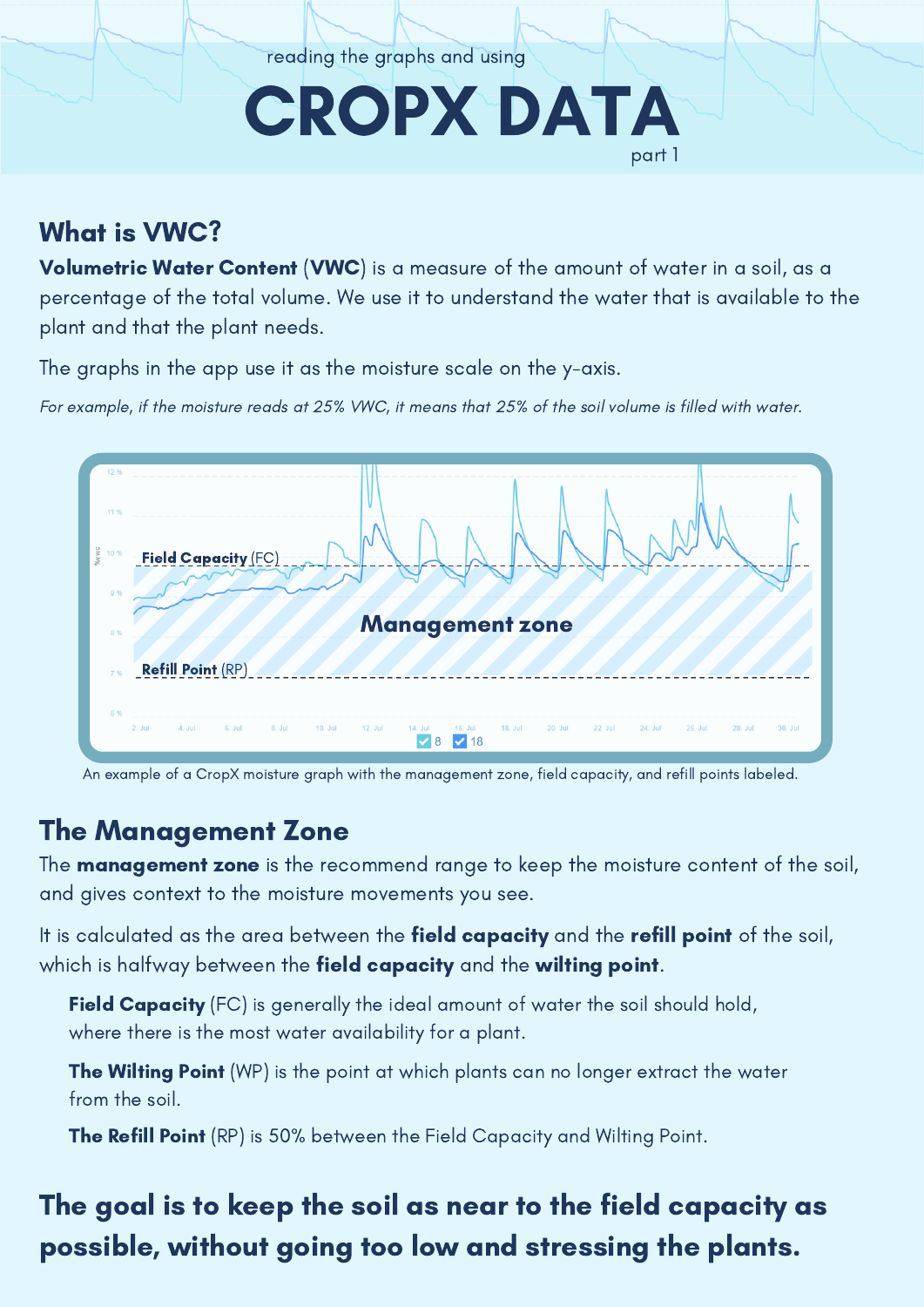reading the graphs and using

# CROPX DATA

part 1

## What is VWC?

**Volumetric Water Content** (**VWC**) is a measure of the amount of water in a soil, as a percentage of the total volume. We use it to understand the water that is available to the plant and that the plant needs.

The graphs in the app use it as the moisture scale on the y-axis.

*For example, if the moisture reads at 25% VWC, it means that 25% of the soil volume is filled with water.*

An example of a CropX moisture graph with the management zone, field capacity, and refill points labeled.

## The Management Zone

The **management zone** is the recommend range to keep the moisture content of the soil, and gives context to the moisture movements you see.

It is calculated as the area between the **field capacity** and the **refill point** of the soil, which is halfway between the **field capacity** and the **wilting point**.

**Field Capacity** (FC) is generally the ideal amount of water the soil should hold, where there is the most water availability for a plant.

**The Wilting Point** (WP) is the point at which plants can no longer extract the water from the soil.

**The Refill Point** (RP) is 50% between the Field Capacity and Wilting Point.

## The goal is to keep the soil as near to the field capacity as possible, without going too low and stressing the plants.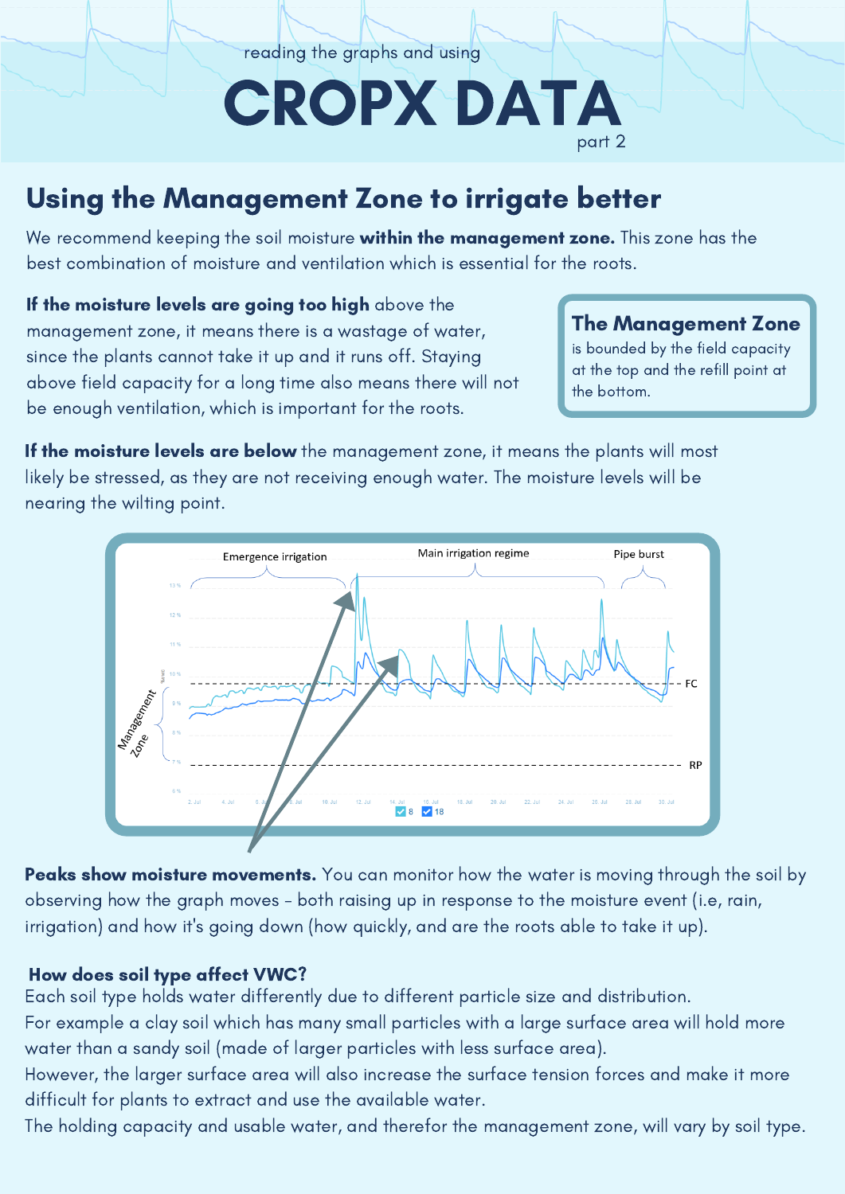reading the graphs and using

# CROPX DATA

part 2

## Using the Management Zone to irrigate better

We recommend keeping the soil moisture **within the management zone.** This zone has the best combination of moisture and ventilation which is essential for the roots.

**If the moisture levels are going too high** above the management zone, it means there is a wastage of water, since the plants cannot take it up and it runs off. Staying above field capacity for a long time also means there will not be enough ventilation, which is important for the roots.

> **The Management Zone**
> is bounded by the field capacity at the top and the refill point at the bottom.

**If the moisture levels are below** the management zone, it means the plants will most likely be stressed, as they are not receiving enough water. The moisture levels will be nearing the wilting point.

Emergence irrigation
Main irrigation regime
Pipe burst
Management Zone
FC
RP
13 %
12 %
11 %
10 %
9 %
8 %
7 %
6 %
2. Jul
4. Jul
6. Jul
8. Jul
10. Jul
12. Jul
14. Jul
16. Jul
18. Jul
20. Jul
22. Jul
24. Jul
26. Jul
28. Jul
30. Jul
8
18

**Peaks show moisture movements.** You can monitor how the water is moving through the soil by observing how the graph moves - both raising up in response to the moisture event (i.e, rain, irrigation) and how it's going down (how quickly, and are the roots able to take it up).

### How does soil type affect VWC?

Each soil type holds water differently due to different particle size and distribution.
For example a clay soil which has many small particles with a large surface area will hold more water than a sandy soil (made of larger particles with less surface area).
However, the larger surface area will also increase the surface tension forces and make it more difficult for plants to extract and use the available water.
The holding capacity and usable water, and therefor the management zone, will vary by soil type.